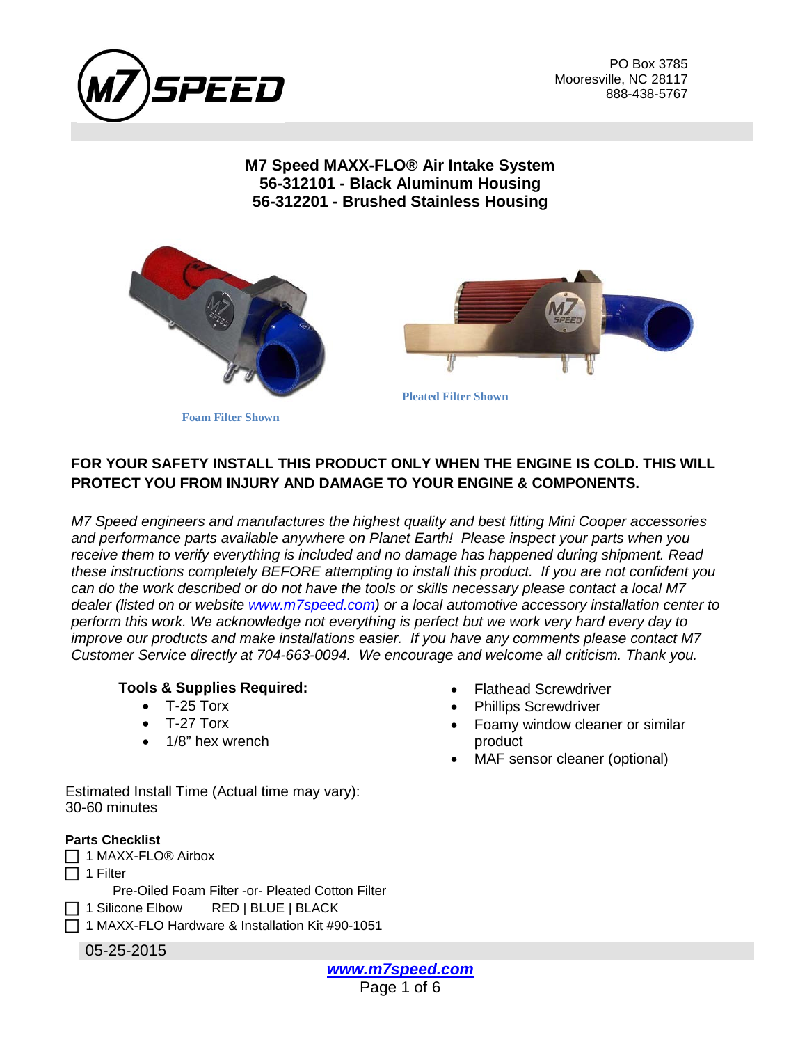PO Box 3785
Mooresville, NC 28117
888-438-5767

# M7 Speed MAXX-FLO® Air Intake System
## 56-312101 - Black Aluminum Housing
## 56-312201 - Brushed Stainless Housing

Foam Filter Shown

Pleated Filter Shown

**FOR YOUR SAFETY INSTALL THIS PRODUCT ONLY WHEN THE ENGINE IS COLD. THIS WILL PROTECT YOU FROM INJURY AND DAMAGE TO YOUR ENGINE & COMPONENTS.**

*M7 Speed engineers and manufactures the highest quality and best fitting Mini Cooper accessories and performance parts available anywhere on Planet Earth! Please inspect your parts when you receive them to verify everything is included and no damage has happened during shipment. Read these instructions completely BEFORE attempting to install this product. If you are not confident you can do the work described or do not have the tools or skills necessary please contact a local M7 dealer (listed on or website [www.m7speed.com](http://www.m7speed.com)) or a local automotive accessory installation center to perform this work. We acknowledge not everything is perfect but we work very hard every day to improve our products and make installations easier. If you have any comments please contact M7 Customer Service directly at 704-663-0094. We encourage and welcome all criticism. Thank you.*

**Tools & Supplies Required:**

- T-25 Torx
- T-27 Torx
- 1/8" hex wrench
- Flathead Screwdriver
- Phillips Screwdriver
- Foamy window cleaner or similar product
- MAF sensor cleaner (optional)

Estimated Install Time (Actual time may vary):
30-60 minutes

**Parts Checklist**

- ☐ 1 MAXX-FLO® Airbox
- ☐ 1 Filter
  - Pre-Oiled Foam Filter -or- Pleated Cotton Filter
- ☐ 1 Silicone Elbow  RED | BLUE | BLACK
- ☐ 1 MAXX-FLO Hardware & Installation Kit #90-1051

05-25-2015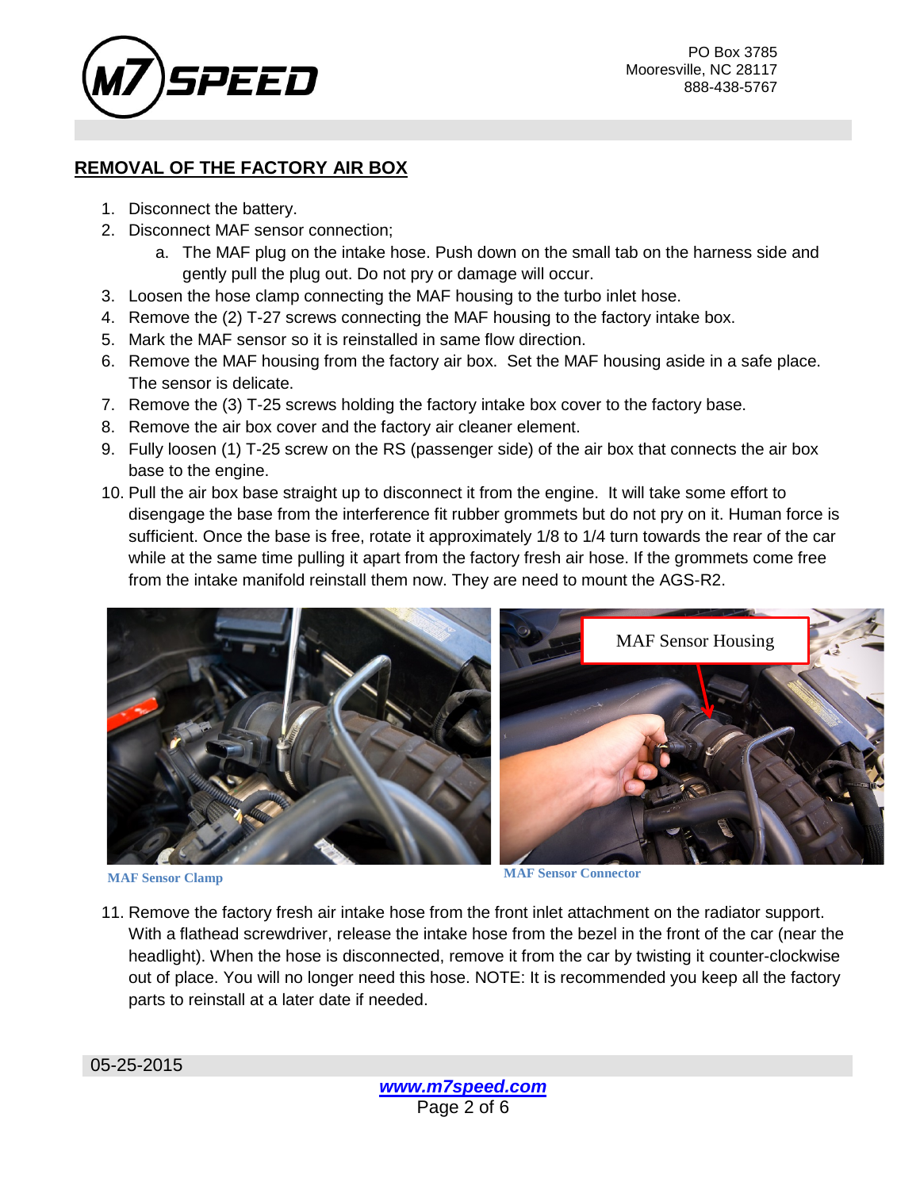## REMOVAL OF THE FACTORY AIR BOX

1. Disconnect the battery.
2. Disconnect MAF sensor connection;
   a. The MAF plug on the intake hose. Push down on the small tab on the harness side and gently pull the plug out. Do not pry or damage will occur.
3. Loosen the hose clamp connecting the MAF housing to the turbo inlet hose.
4. Remove the (2) T-27 screws connecting the MAF housing to the factory intake box.
5. Mark the MAF sensor so it is reinstalled in same flow direction.
6. Remove the MAF housing from the factory air box. Set the MAF housing aside in a safe place. The sensor is delicate.
7. Remove the (3) T-25 screws holding the factory intake box cover to the factory base.
8. Remove the air box cover and the factory air cleaner element.
9. Fully loosen (1) T-25 screw on the RS (passenger side) of the air box that connects the air box base to the engine.
10. Pull the air box base straight up to disconnect it from the engine. It will take some effort to disengage the base from the interference fit rubber grommets but do not pry on it. Human force is sufficient. Once the base is free, rotate it approximately 1/8 to 1/4 turn towards the rear of the car while at the same time pulling it apart from the factory fresh air hose. If the grommets come free from the intake manifold reinstall them now. They are need to mount the AGS-R2.

MAF Sensor Clamp

MAF Sensor Housing

MAF Sensor Connector

11. Remove the factory fresh air intake hose from the front inlet attachment on the radiator support. With a flathead screwdriver, release the intake hose from the bezel in the front of the car (near the headlight). When the hose is disconnected, remove it from the car by twisting it counter-clockwise out of place. You will no longer need this hose. NOTE: It is recommended you keep all the factory parts to reinstall at a later date if needed.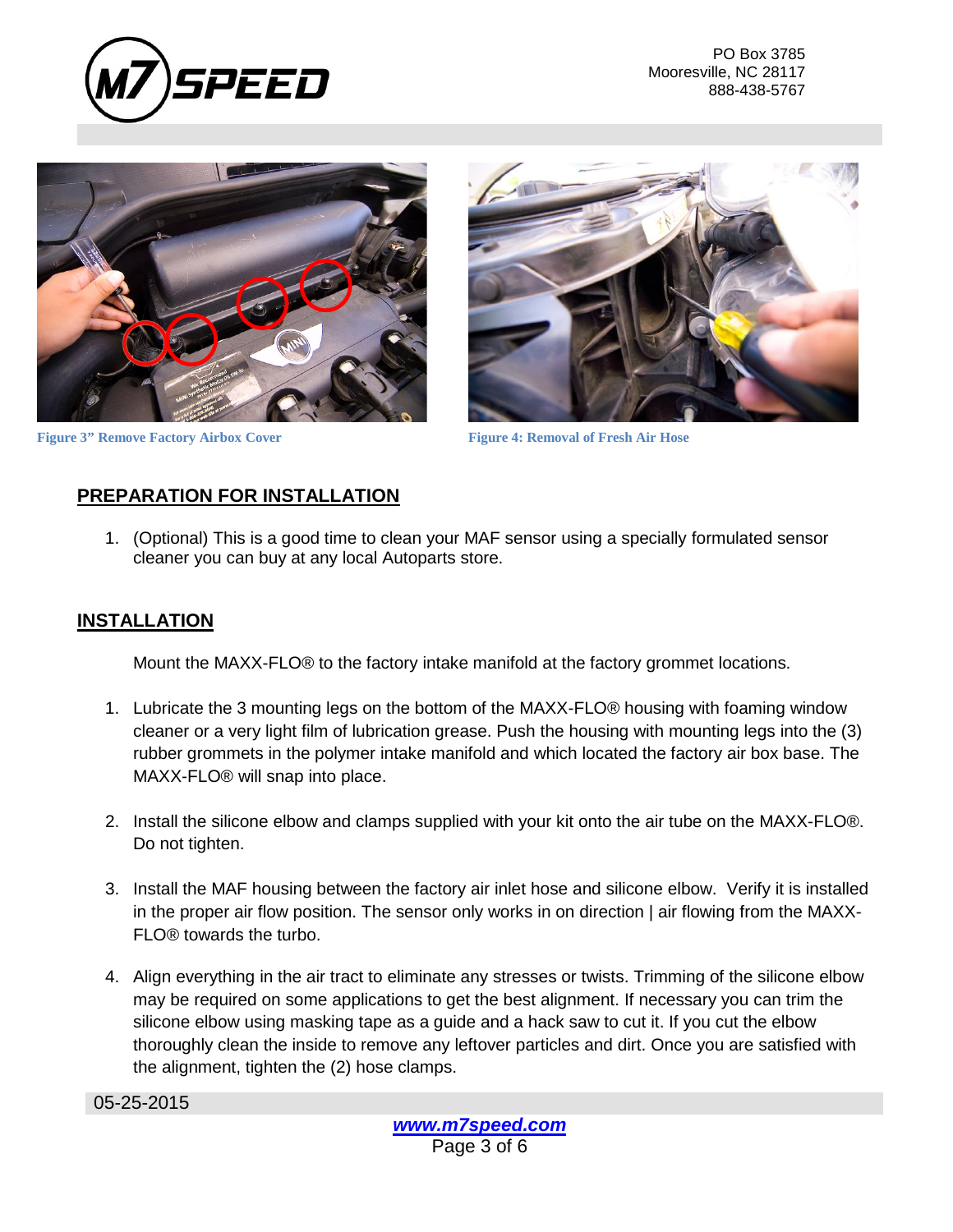Figure 3" Remove Factory Airbox Cover

Figure 4: Removal of Fresh Air Hose

## PREPARATION FOR INSTALLATION

1. (Optional) This is a good time to clean your MAF sensor using a specially formulated sensor cleaner you can buy at any local Autoparts store.

## INSTALLATION

Mount the MAXX-FLO® to the factory intake manifold at the factory grommet locations.

1. Lubricate the 3 mounting legs on the bottom of the MAXX-FLO® housing with foaming window cleaner or a very light film of lubrication grease. Push the housing with mounting legs into the (3) rubber grommets in the polymer intake manifold and which located the factory air box base. The MAXX-FLO® will snap into place.

2. Install the silicone elbow and clamps supplied with your kit onto the air tube on the MAXX-FLO®. Do not tighten.

3. Install the MAF housing between the factory air inlet hose and silicone elbow. Verify it is installed in the proper air flow position. The sensor only works in on direction | air flowing from the MAXX-FLO® towards the turbo.

4. Align everything in the air tract to eliminate any stresses or twists. Trimming of the silicone elbow may be required on some applications to get the best alignment. If necessary you can trim the silicone elbow using masking tape as a guide and a hack saw to cut it. If you cut the elbow thoroughly clean the inside to remove any leftover particles and dirt. Once you are satisfied with the alignment, tighten the (2) hose clamps.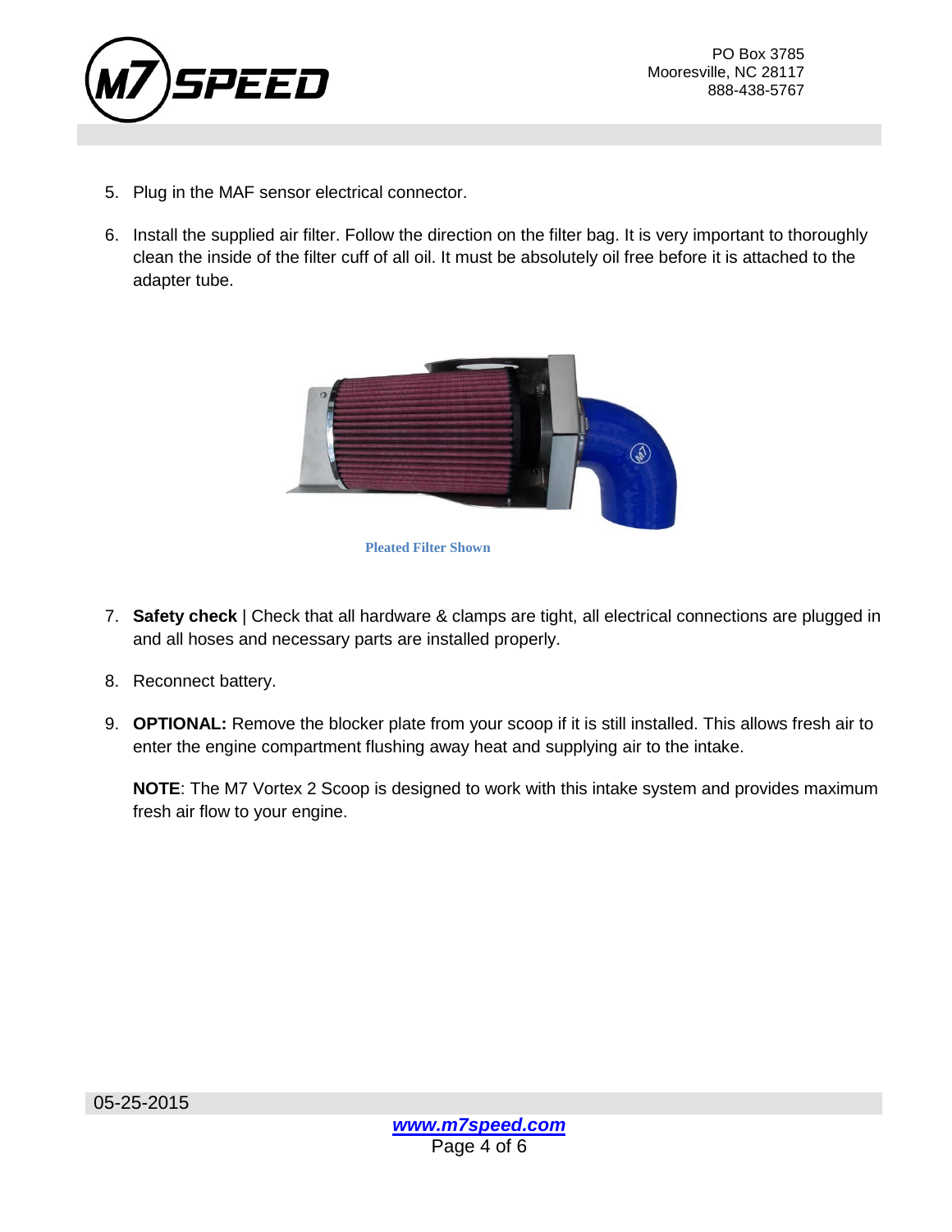5. Plug in the MAF sensor electrical connector.

6. Install the supplied air filter. Follow the direction on the filter bag. It is very important to thoroughly clean the inside of the filter cuff of all oil. It must be absolutely oil free before it is attached to the adapter tube.

Pleated Filter Shown

7. **Safety check** | Check that all hardware & clamps are tight, all electrical connections are plugged in and all hoses and necessary parts are installed properly.

8. Reconnect battery.

9. **OPTIONAL:** Remove the blocker plate from your scoop if it is still installed. This allows fresh air to enter the engine compartment flushing away heat and supplying air to the intake.

   **NOTE**: The M7 Vortex 2 Scoop is designed to work with this intake system and provides maximum fresh air flow to your engine.